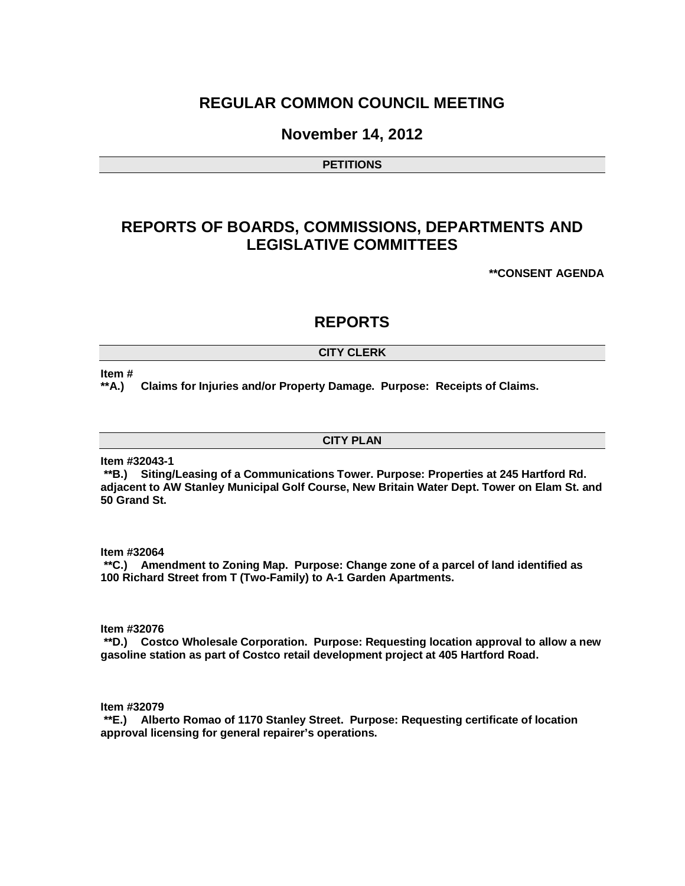# REGULAR COMMON COUNCIL MEETING

## November 14, 2012

### PETITIONS

# REPORTS OF BOARDS, COMMISSIONS, DEPARTMENTS AND LEGISLATIVE COMMITTEES

**\*\*CONSENT AGENDA**

# REPORTS

### CITY CLERK

**Item #**
**\*\*A.) Claims for Injuries and/or Property Damage. Purpose: Receipts of Claims.**

### CITY PLAN

**Item #32043-1**
**\*\*B.) Siting/Leasing of a Communications Tower. Purpose: Properties at 245 Hartford Rd. adjacent to AW Stanley Municipal Golf Course, New Britain Water Dept. Tower on Elam St. and 50 Grand St.**

**Item #32064**
**\*\*C.) Amendment to Zoning Map. Purpose: Change zone of a parcel of land identified as 100 Richard Street from T (Two-Family) to A-1 Garden Apartments.**

**Item #32076**
**\*\*D.) Costco Wholesale Corporation. Purpose: Requesting location approval to allow a new gasoline station as part of Costco retail development project at 405 Hartford Road.**

**Item #32079**
**\*\*E.) Alberto Romao of 1170 Stanley Street. Purpose: Requesting certificate of location approval licensing for general repairer's operations.**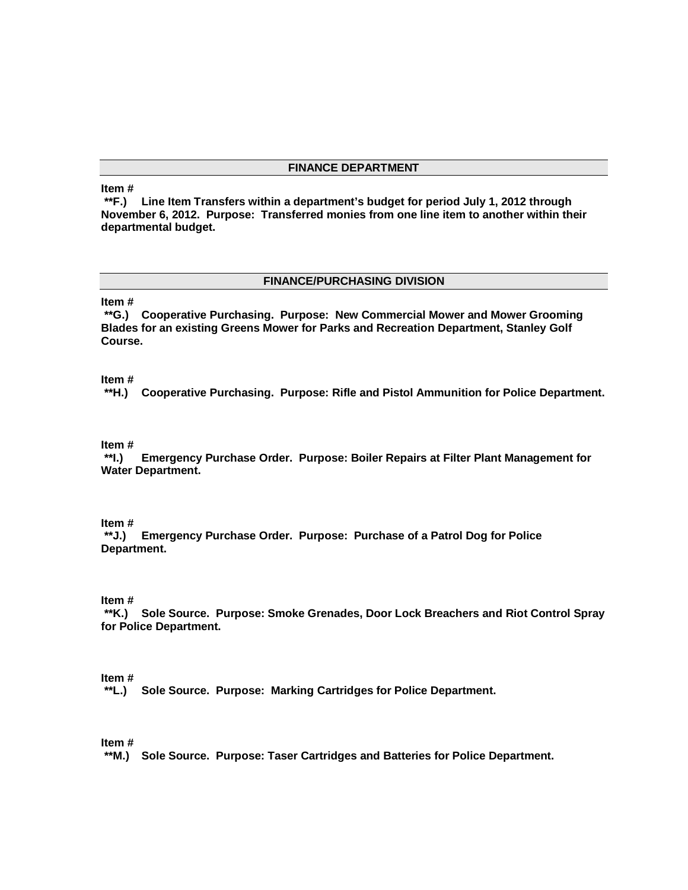## FINANCE DEPARTMENT

**Item #**
**\*\*F.) Line Item Transfers within a department's budget for period July 1, 2012 through November 6, 2012. Purpose: Transferred monies from one line item to another within their departmental budget.**

## FINANCE/PURCHASING DIVISION

**Item #**
**\*\*G.) Cooperative Purchasing. Purpose: New Commercial Mower and Mower Grooming Blades for an existing Greens Mower for Parks and Recreation Department, Stanley Golf Course.**

**Item #**
**\*\*H.) Cooperative Purchasing. Purpose: Rifle and Pistol Ammunition for Police Department.**

**Item #**
**\*\*I.) Emergency Purchase Order. Purpose: Boiler Repairs at Filter Plant Management for Water Department.**

**Item #**
**\*\*J.) Emergency Purchase Order. Purpose: Purchase of a Patrol Dog for Police Department.**

**Item #**
**\*\*K.) Sole Source. Purpose: Smoke Grenades, Door Lock Breachers and Riot Control Spray for Police Department.**

**Item #**
**\*\*L.) Sole Source. Purpose: Marking Cartridges for Police Department.**

**Item #**
**\*\*M.) Sole Source. Purpose: Taser Cartridges and Batteries for Police Department.**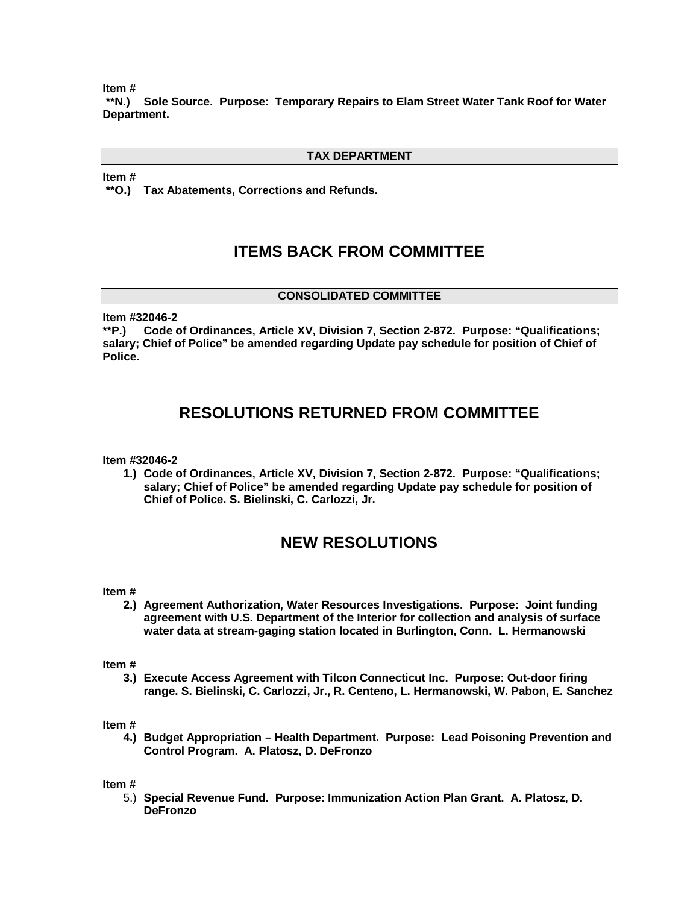**Item #**
**\*\*N.) Sole Source. Purpose: Temporary Repairs to Elam Street Water Tank Roof for Water Department.**

### TAX DEPARTMENT

**Item #**
**\*\*O.) Tax Abatements, Corrections and Refunds.**

## ITEMS BACK FROM COMMITTEE

### CONSOLIDATED COMMITTEE

**Item #32046-2**
**\*\*P.) Code of Ordinances, Article XV, Division 7, Section 2-872. Purpose: "Qualifications; salary; Chief of Police" be amended regarding Update pay schedule for position of Chief of Police.**

## RESOLUTIONS RETURNED FROM COMMITTEE

**Item #32046-2**

1.) **Code of Ordinances, Article XV, Division 7, Section 2-872. Purpose: "Qualifications; salary; Chief of Police" be amended regarding Update pay schedule for position of Chief of Police. S. Bielinski, C. Carlozzi, Jr.**

## NEW RESOLUTIONS

**Item #**

2.) **Agreement Authorization, Water Resources Investigations. Purpose: Joint funding agreement with U.S. Department of the Interior for collection and analysis of surface water data at stream-gaging station located in Burlington, Conn. L. Hermanowski**

**Item #**

3.) **Execute Access Agreement with Tilcon Connecticut Inc. Purpose: Out-door firing range. S. Bielinski, C. Carlozzi, Jr., R. Centeno, L. Hermanowski, W. Pabon, E. Sanchez**

**Item #**

4.) **Budget Appropriation – Health Department. Purpose: Lead Poisoning Prevention and Control Program. A. Platosz, D. DeFronzo**

**Item #**

5.) **Special Revenue Fund. Purpose: Immunization Action Plan Grant. A. Platosz, D. DeFronzo**